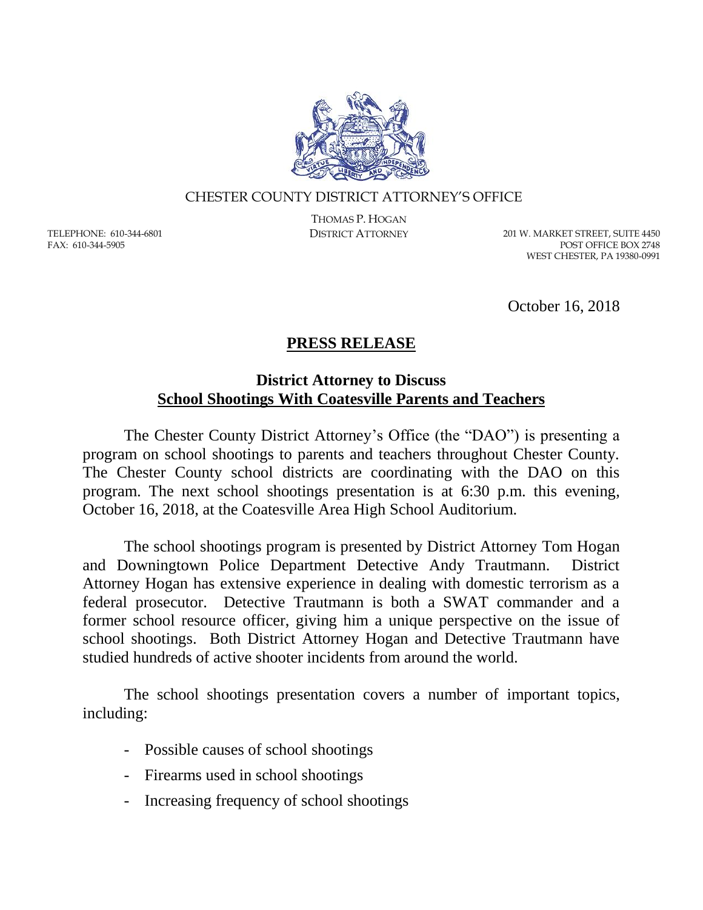CHESTER COUNTY DISTRICT ATTORNEY'S OFFICE

THOMAS P. HOGAN
DISTRICT ATTORNEY

TELEPHONE: 610-344-6801
FAX: 610-344-5905

201 W. MARKET STREET, SUITE 4450
POST OFFICE BOX 2748
WEST CHESTER, PA 19380-0991

October 16, 2018

# PRESS RELEASE

## District Attorney to Discuss School Shootings With Coatesville Parents and Teachers

The Chester County District Attorney's Office (the "DAO") is presenting a program on school shootings to parents and teachers throughout Chester County. The Chester County school districts are coordinating with the DAO on this program. The next school shootings presentation is at 6:30 p.m. this evening, October 16, 2018, at the Coatesville Area High School Auditorium.

The school shootings program is presented by District Attorney Tom Hogan and Downingtown Police Department Detective Andy Trautmann. District Attorney Hogan has extensive experience in dealing with domestic terrorism as a federal prosecutor. Detective Trautmann is both a SWAT commander and a former school resource officer, giving him a unique perspective on the issue of school shootings. Both District Attorney Hogan and Detective Trautmann have studied hundreds of active shooter incidents from around the world.

The school shootings presentation covers a number of important topics, including:

- Possible causes of school shootings
- Firearms used in school shootings
- Increasing frequency of school shootings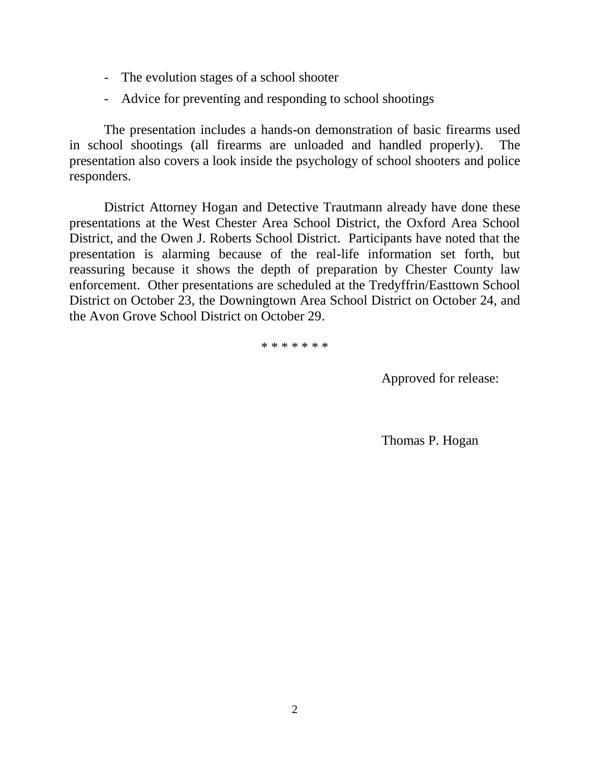- The evolution stages of a school shooter
- Advice for preventing and responding to school shootings

The presentation includes a hands-on demonstration of basic firearms used in school shootings (all firearms are unloaded and handled properly). The presentation also covers a look inside the psychology of school shooters and police responders.

District Attorney Hogan and Detective Trautmann already have done these presentations at the West Chester Area School District, the Oxford Area School District, and the Owen J. Roberts School District. Participants have noted that the presentation is alarming because of the real-life information set forth, but reassuring because it shows the depth of preparation by Chester County law enforcement. Other presentations are scheduled at the Tredyffrin/Easttown School District on October 23, the Downingtown Area School District on October 24, and the Avon Grove School District on October 29.

* * * * * * *

Approved for release:

Thomas P. Hogan